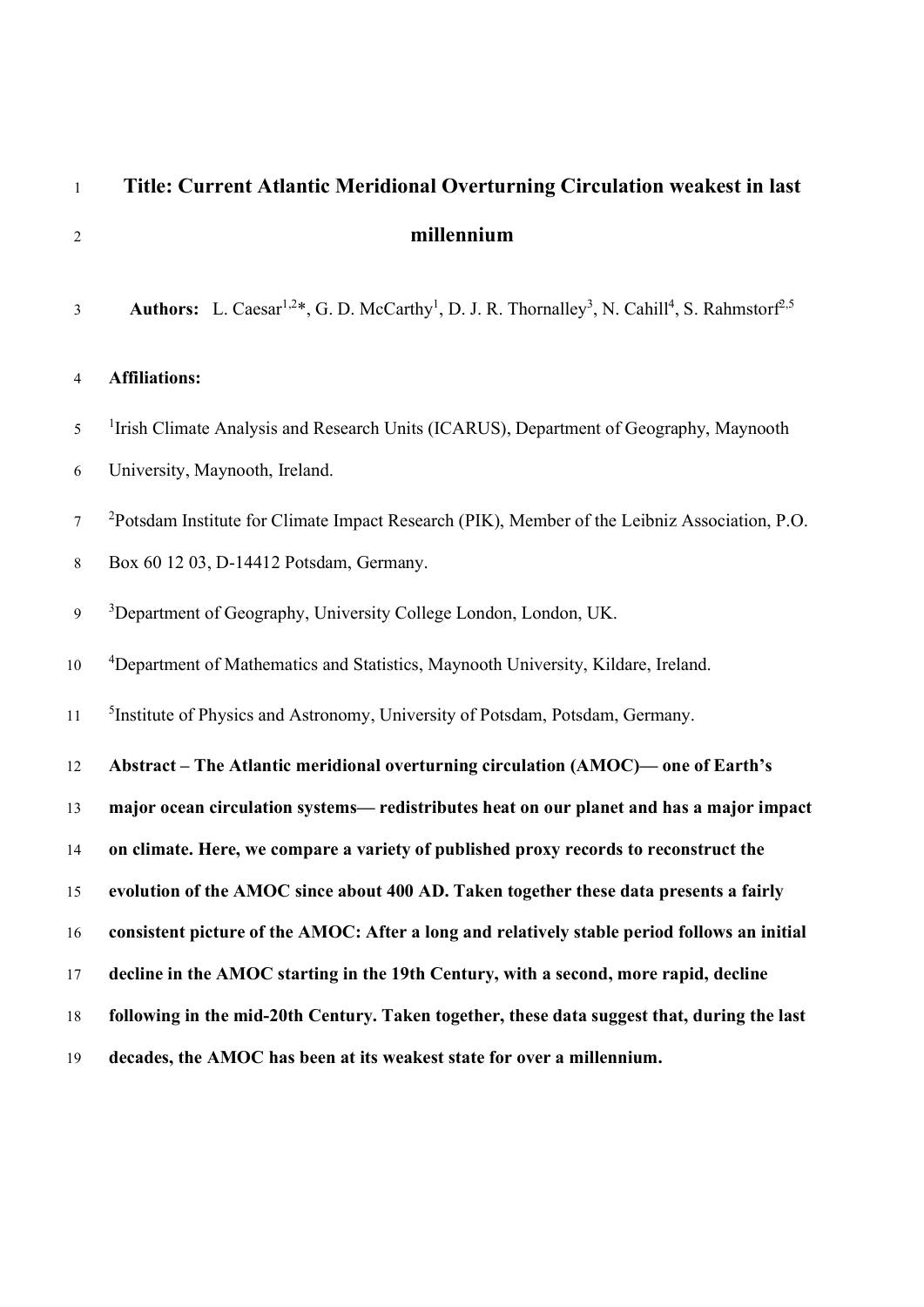# Title: Current Atlantic Meridional Overturning Circulation weakest in last millennium

**Authors:** L. Caesar[1,2]*, G. D. McCarthy[1], D. J. R. Thornalley[3], N. Cahill[4], S. Rahmstorf[2,5]

**Affiliations:**

[1]Irish Climate Analysis and Research Units (ICARUS), Department of Geography, Maynooth University, Maynooth, Ireland.

[2]Potsdam Institute for Climate Impact Research (PIK), Member of the Leibniz Association, P.O. Box 60 12 03, D-14412 Potsdam, Germany.

[3]Department of Geography, University College London, London, UK.

[4]Department of Mathematics and Statistics, Maynooth University, Kildare, Ireland.

[5]Institute of Physics and Astronomy, University of Potsdam, Potsdam, Germany.

**Abstract – The Atlantic meridional overturning circulation (AMOC)— one of Earth's major ocean circulation systems— redistributes heat on our planet and has a major impact on climate. Here, we compare a variety of published proxy records to reconstruct the evolution of the AMOC since about 400 AD. Taken together these data presents a fairly consistent picture of the AMOC: After a long and relatively stable period follows an initial decline in the AMOC starting in the 19th Century, with a second, more rapid, decline following in the mid-20th Century. Taken together, these data suggest that, during the last decades, the AMOC has been at its weakest state for over a millennium.**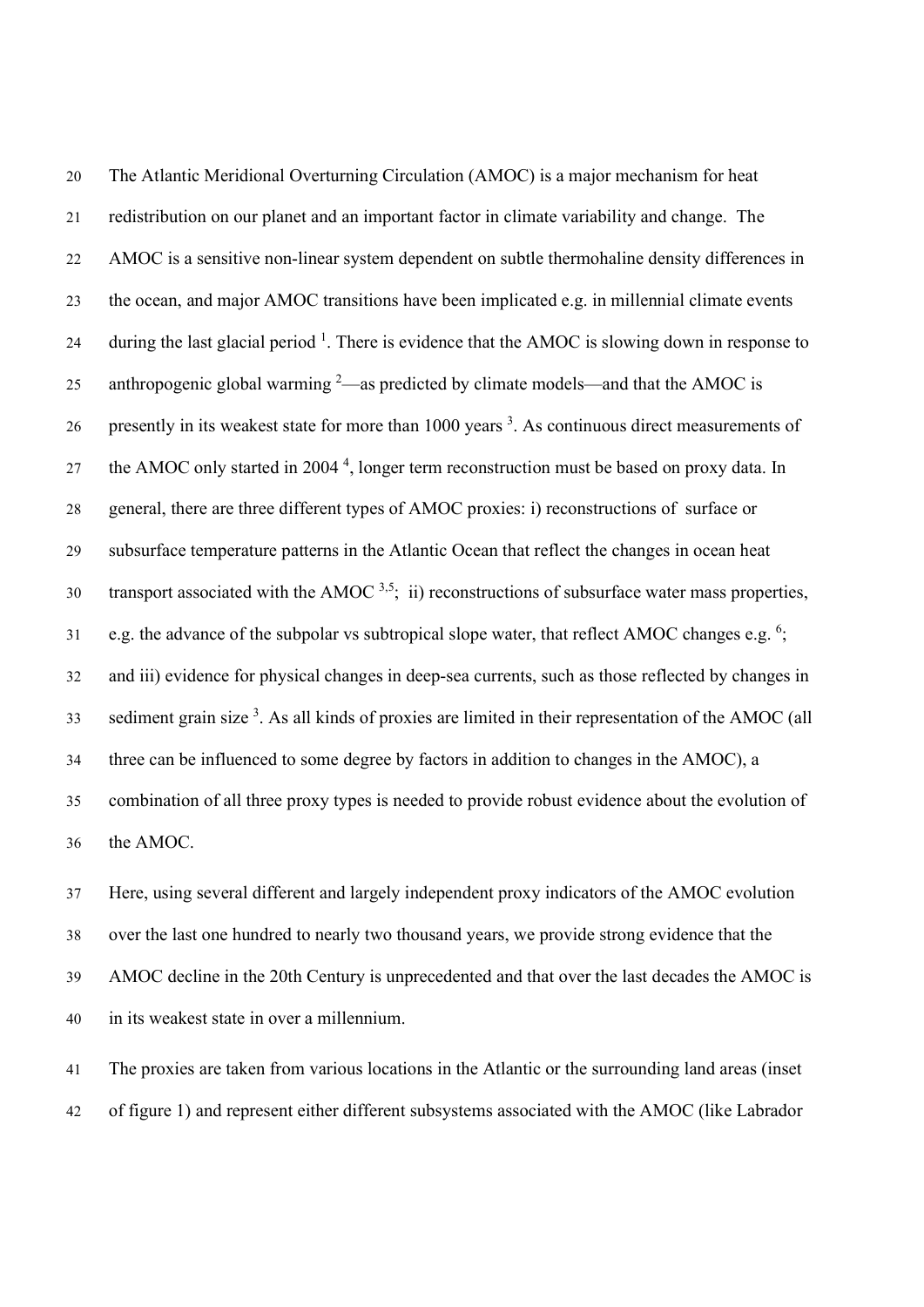The Atlantic Meridional Overturning Circulation (AMOC) is a major mechanism for heat redistribution on our planet and an important factor in climate variability and change. The AMOC is a sensitive non-linear system dependent on subtle thermohaline density differences in the ocean, and major AMOC transitions have been implicated e.g. in millennial climate events during the last glacial period [1]. There is evidence that the AMOC is slowing down in response to anthropogenic global warming [2]—as predicted by climate models—and that the AMOC is presently in its weakest state for more than 1000 years [3]. As continuous direct measurements of the AMOC only started in 2004 [4], longer term reconstruction must be based on proxy data. In general, there are three different types of AMOC proxies: i) reconstructions of surface or subsurface temperature patterns in the Atlantic Ocean that reflect the changes in ocean heat transport associated with the AMOC [3,5]; ii) reconstructions of subsurface water mass properties, e.g. the advance of the subpolar vs subtropical slope water, that reflect AMOC changes e.g. [6]; and iii) evidence for physical changes in deep-sea currents, such as those reflected by changes in sediment grain size [3]. As all kinds of proxies are limited in their representation of the AMOC (all three can be influenced to some degree by factors in addition to changes in the AMOC), a combination of all three proxy types is needed to provide robust evidence about the evolution of the AMOC.

Here, using several different and largely independent proxy indicators of the AMOC evolution over the last one hundred to nearly two thousand years, we provide strong evidence that the AMOC decline in the 20th Century is unprecedented and that over the last decades the AMOC is in its weakest state in over a millennium.

The proxies are taken from various locations in the Atlantic or the surrounding land areas (inset of figure 1) and represent either different subsystems associated with the AMOC (like Labrador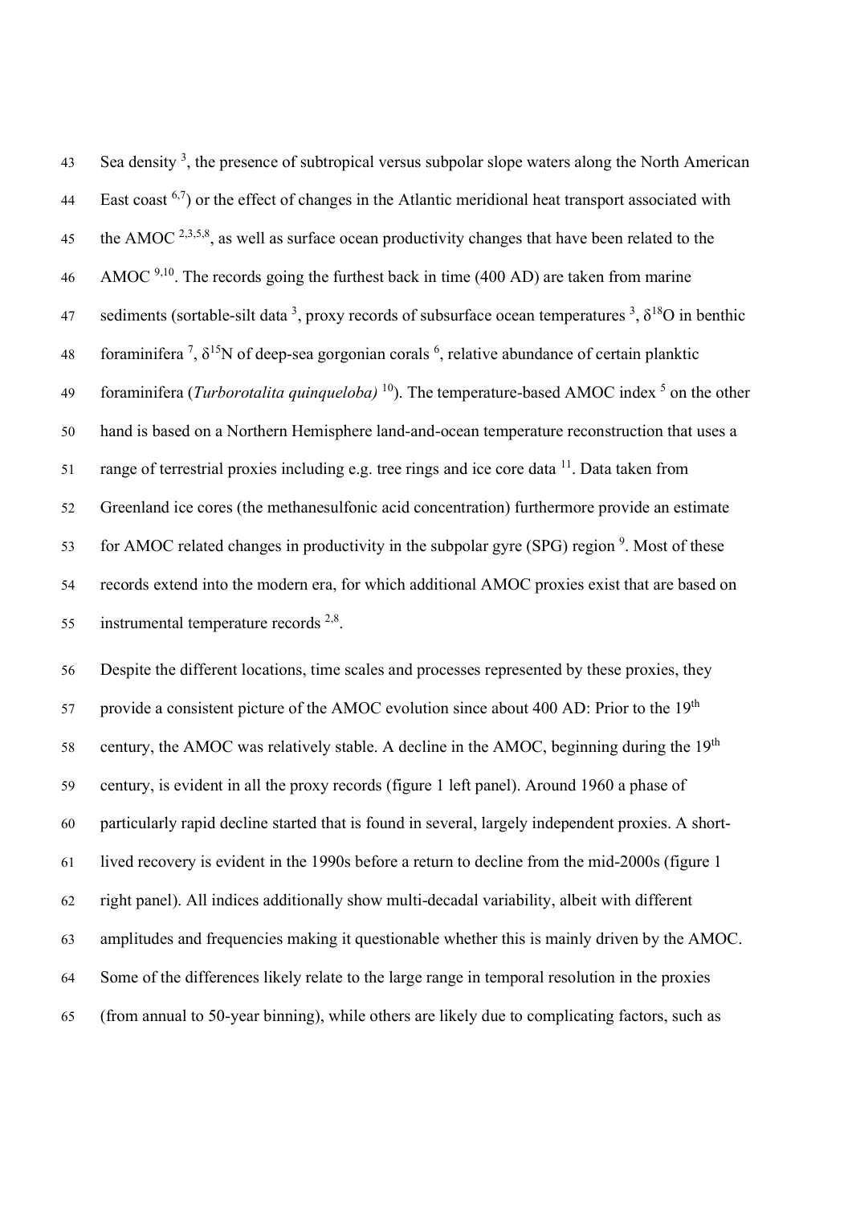Sea density [3], the presence of subtropical versus subpolar slope waters along the North American East coast [6,7]) or the effect of changes in the Atlantic meridional heat transport associated with the AMOC [2,3,5,8], as well as surface ocean productivity changes that have been related to the AMOC [9,10]. The records going the furthest back in time (400 AD) are taken from marine sediments (sortable-silt data [3], proxy records of subsurface ocean temperatures [3], $\delta^{18}O$ in benthic foraminifera [7], $\delta^{15}N$ of deep-sea gorgonian corals [6], relative abundance of certain planktic foraminifera (*Turborotalita quinqueloba)* [10]). The temperature-based AMOC index [5] on the other hand is based on a Northern Hemisphere land-and-ocean temperature reconstruction that uses a range of terrestrial proxies including e.g. tree rings and ice core data [11]. Data taken from Greenland ice cores (the methanesulfonic acid concentration) furthermore provide an estimate for AMOC related changes in productivity in the subpolar gyre (SPG) region [9]. Most of these records extend into the modern era, for which additional AMOC proxies exist that are based on instrumental temperature records [2,8].

Despite the different locations, time scales and processes represented by these proxies, they provide a consistent picture of the AMOC evolution since about 400 AD: Prior to the 19th century, the AMOC was relatively stable. A decline in the AMOC, beginning during the 19th century, is evident in all the proxy records (figure 1 left panel). Around 1960 a phase of particularly rapid decline started that is found in several, largely independent proxies. A short-lived recovery is evident in the 1990s before a return to decline from the mid-2000s (figure 1 right panel). All indices additionally show multi-decadal variability, albeit with different amplitudes and frequencies making it questionable whether this is mainly driven by the AMOC. Some of the differences likely relate to the large range in temporal resolution in the proxies (from annual to 50-year binning), while others are likely due to complicating factors, such as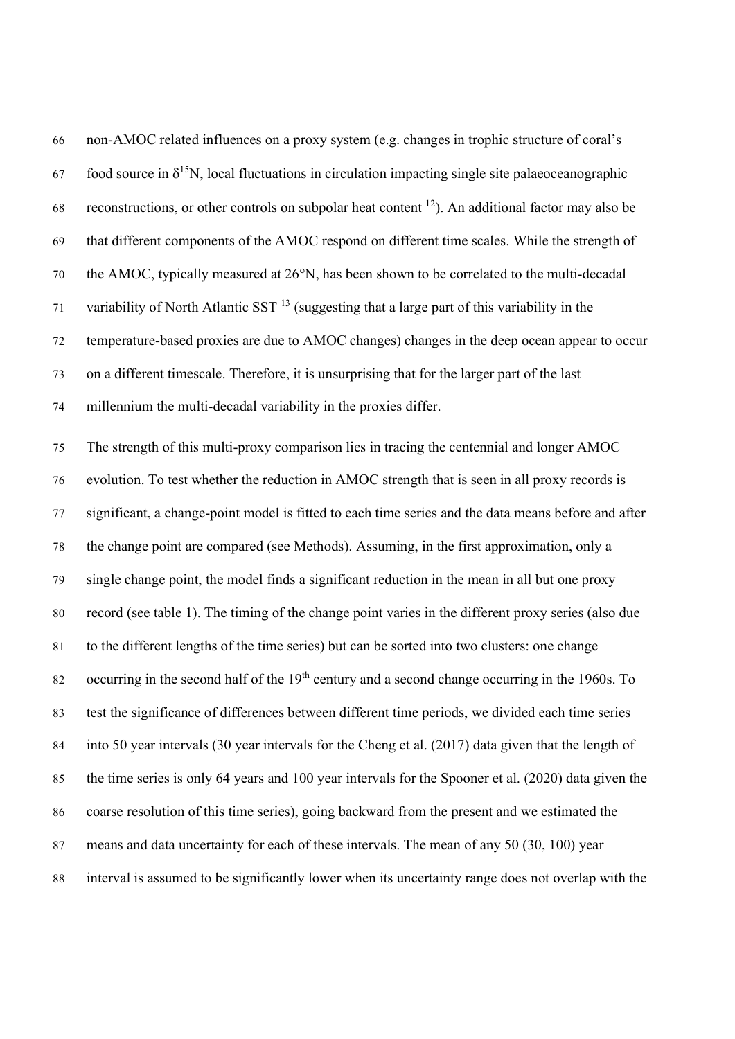non-AMOC related influences on a proxy system (e.g. changes in trophic structure of coral's food source in $\delta^{15}N$, local fluctuations in circulation impacting single site palaeoceanographic reconstructions, or other controls on subpolar heat content [12]). An additional factor may also be that different components of the AMOC respond on different time scales. While the strength of the AMOC, typically measured at 26°N, has been shown to be correlated to the multi-decadal variability of North Atlantic SST [13] (suggesting that a large part of this variability in the temperature-based proxies are due to AMOC changes) changes in the deep ocean appear to occur on a different timescale. Therefore, it is unsurprising that for the larger part of the last millennium the multi-decadal variability in the proxies differ.

The strength of this multi-proxy comparison lies in tracing the centennial and longer AMOC evolution. To test whether the reduction in AMOC strength that is seen in all proxy records is significant, a change-point model is fitted to each time series and the data means before and after the change point are compared (see Methods). Assuming, in the first approximation, only a single change point, the model finds a significant reduction in the mean in all but one proxy record (see table 1). The timing of the change point varies in the different proxy series (also due to the different lengths of the time series) but can be sorted into two clusters: one change occurring in the second half of the 19th century and a second change occurring in the 1960s. To test the significance of differences between different time periods, we divided each time series into 50 year intervals (30 year intervals for the Cheng et al. (2017) data given that the length of the time series is only 64 years and 100 year intervals for the Spooner et al. (2020) data given the coarse resolution of this time series), going backward from the present and we estimated the means and data uncertainty for each of these intervals. The mean of any 50 (30, 100) year interval is assumed to be significantly lower when its uncertainty range does not overlap with the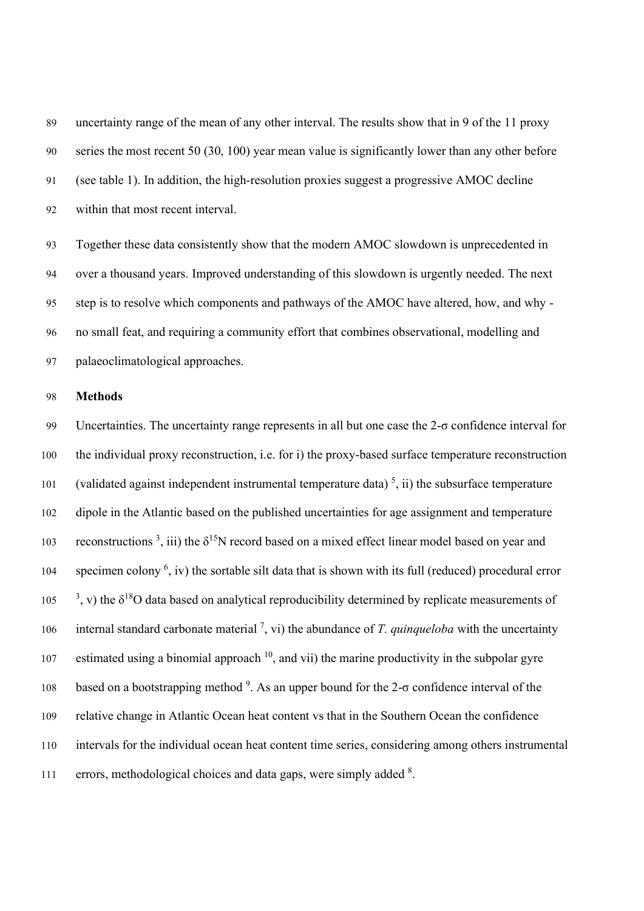uncertainty range of the mean of any other interval. The results show that in 9 of the 11 proxy series the most recent 50 (30, 100) year mean value is significantly lower than any other before (see table 1). In addition, the high-resolution proxies suggest a progressive AMOC decline within that most recent interval.

Together these data consistently show that the modern AMOC slowdown is unprecedented in over a thousand years. Improved understanding of this slowdown is urgently needed. The next step is to resolve which components and pathways of the AMOC have altered, how, and why - no small feat, and requiring a community effort that combines observational, modelling and palaeoclimatological approaches.

**Methods**

Uncertainties. The uncertainty range represents in all but one case the 2-σ confidence interval for the individual proxy reconstruction, i.e. for i) the proxy-based surface temperature reconstruction (validated against independent instrumental temperature data) [5], ii) the subsurface temperature dipole in the Atlantic based on the published uncertainties for age assignment and temperature reconstructions [3], iii) the $\delta^{15}N$ record based on a mixed effect linear model based on year and specimen colony [6], iv) the sortable silt data that is shown with its full (reduced) procedural error [3], v) the $\delta^{18}O$ data based on analytical reproducibility determined by replicate measurements of internal standard carbonate material [7], vi) the abundance of *T. quinqueloba* with the uncertainty estimated using a binomial approach [10], and vii) the marine productivity in the subpolar gyre based on a bootstrapping method [9]. As an upper bound for the 2-σ confidence interval of the relative change in Atlantic Ocean heat content vs that in the Southern Ocean the confidence intervals for the individual ocean heat content time series, considering among others instrumental errors, methodological choices and data gaps, were simply added [8].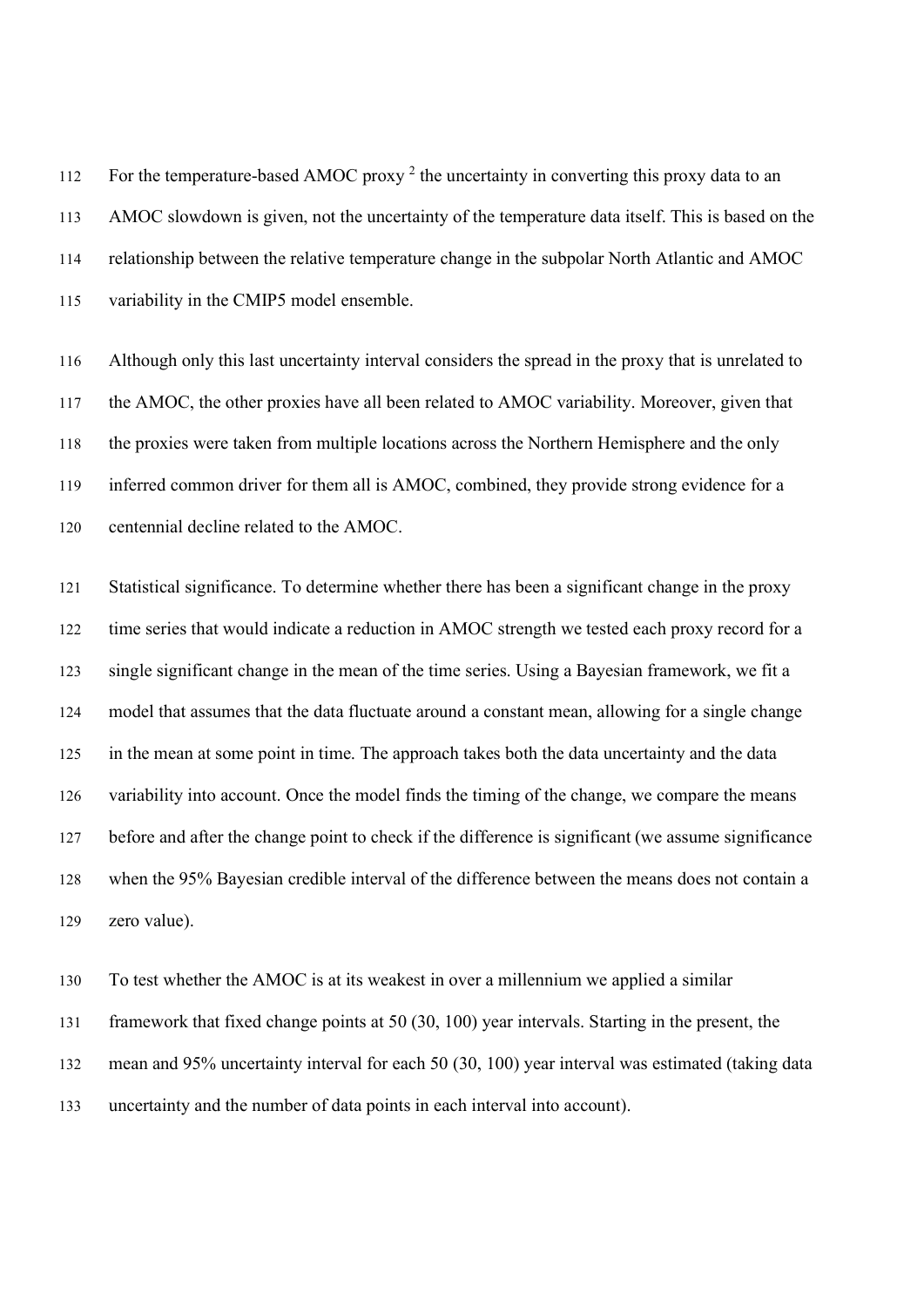For the temperature-based AMOC proxy [2] the uncertainty in converting this proxy data to an AMOC slowdown is given, not the uncertainty of the temperature data itself. This is based on the relationship between the relative temperature change in the subpolar North Atlantic and AMOC variability in the CMIP5 model ensemble.

Although only this last uncertainty interval considers the spread in the proxy that is unrelated to the AMOC, the other proxies have all been related to AMOC variability. Moreover, given that the proxies were taken from multiple locations across the Northern Hemisphere and the only inferred common driver for them all is AMOC, combined, they provide strong evidence for a centennial decline related to the AMOC.

Statistical significance. To determine whether there has been a significant change in the proxy time series that would indicate a reduction in AMOC strength we tested each proxy record for a single significant change in the mean of the time series. Using a Bayesian framework, we fit a model that assumes that the data fluctuate around a constant mean, allowing for a single change in the mean at some point in time. The approach takes both the data uncertainty and the data variability into account. Once the model finds the timing of the change, we compare the means before and after the change point to check if the difference is significant (we assume significance when the 95% Bayesian credible interval of the difference between the means does not contain a zero value).

To test whether the AMOC is at its weakest in over a millennium we applied a similar framework that fixed change points at 50 (30, 100) year intervals. Starting in the present, the mean and 95% uncertainty interval for each 50 (30, 100) year interval was estimated (taking data uncertainty and the number of data points in each interval into account).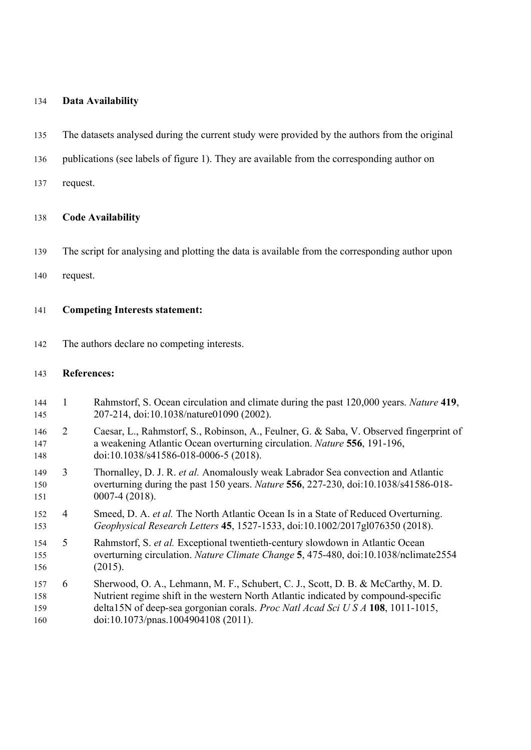## Data Availability

The datasets analysed during the current study were provided by the authors from the original publications (see labels of figure 1). They are available from the corresponding author on request.

## Code Availability

The script for analysing and plotting the data is available from the corresponding author upon request.

## Competing Interests statement:

The authors declare no competing interests.

## References:

1. Rahmstorf, S. Ocean circulation and climate during the past 120,000 years. *Nature* **419**, 207-214, doi:10.1038/nature01090 (2002).
2. Caesar, L., Rahmstorf, S., Robinson, A., Feulner, G. & Saba, V. Observed fingerprint of a weakening Atlantic Ocean overturning circulation. *Nature* **556**, 191-196, doi:10.1038/s41586-018-0006-5 (2018).
3. Thornalley, D. J. R. *et al.* Anomalously weak Labrador Sea convection and Atlantic overturning during the past 150 years. *Nature* **556**, 227-230, doi:10.1038/s41586-018-0007-4 (2018).
4. Smeed, D. A. *et al.* The North Atlantic Ocean Is in a State of Reduced Overturning. *Geophysical Research Letters* **45**, 1527-1533, doi:10.1002/2017gl076350 (2018).
5. Rahmstorf, S. *et al.* Exceptional twentieth-century slowdown in Atlantic Ocean overturning circulation. *Nature Climate Change* **5**, 475-480, doi:10.1038/nclimate2554 (2015).
6. Sherwood, O. A., Lehmann, M. F., Schubert, C. J., Scott, D. B. & McCarthy, M. D. Nutrient regime shift in the western North Atlantic indicated by compound-specific delta15N of deep-sea gorgonian corals. *Proc Natl Acad Sci U S A* **108**, 1011-1015, doi:10.1073/pnas.1004904108 (2011).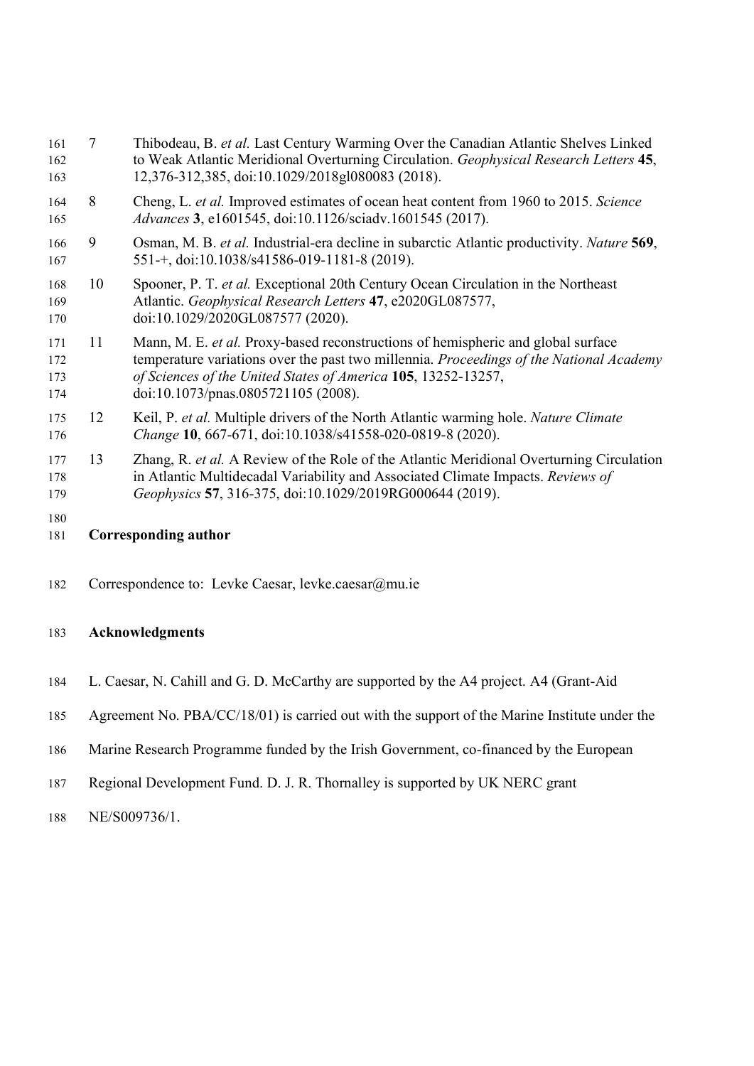7. Thibodeau, B. *et al.* Last Century Warming Over the Canadian Atlantic Shelves Linked to Weak Atlantic Meridional Overturning Circulation. *Geophysical Research Letters* **45**, 12,376-312,385, doi:10.1029/2018gl080083 (2018).

8. Cheng, L. *et al.* Improved estimates of ocean heat content from 1960 to 2015. *Science Advances* **3**, e1601545, doi:10.1126/sciadv.1601545 (2017).

9. Osman, M. B. *et al.* Industrial-era decline in subarctic Atlantic productivity. *Nature* **569**, 551-+, doi:10.1038/s41586-019-1181-8 (2019).

10. Spooner, P. T. *et al.* Exceptional 20th Century Ocean Circulation in the Northeast Atlantic. *Geophysical Research Letters* **47**, e2020GL087577, doi:10.1029/2020GL087577 (2020).

11. Mann, M. E. *et al.* Proxy-based reconstructions of hemispheric and global surface temperature variations over the past two millennia. *Proceedings of the National Academy of Sciences of the United States of America* **105**, 13252-13257, doi:10.1073/pnas.0805721105 (2008).

12. Keil, P. *et al.* Multiple drivers of the North Atlantic warming hole. *Nature Climate Change* **10**, 667-671, doi:10.1038/s41558-020-0819-8 (2020).

13. Zhang, R. *et al.* A Review of the Role of the Atlantic Meridional Overturning Circulation in Atlantic Multidecadal Variability and Associated Climate Impacts. *Reviews of Geophysics* **57**, 316-375, doi:10.1029/2019RG000644 (2019).

## Corresponding author

Correspondence to: Levke Caesar, levke.caesar@mu.ie

## Acknowledgments

L. Caesar, N. Cahill and G. D. McCarthy are supported by the A4 project. A4 (Grant-Aid Agreement No. PBA/CC/18/01) is carried out with the support of the Marine Institute under the Marine Research Programme funded by the Irish Government, co-financed by the European Regional Development Fund. D. J. R. Thornalley is supported by UK NERC grant NE/S009736/1.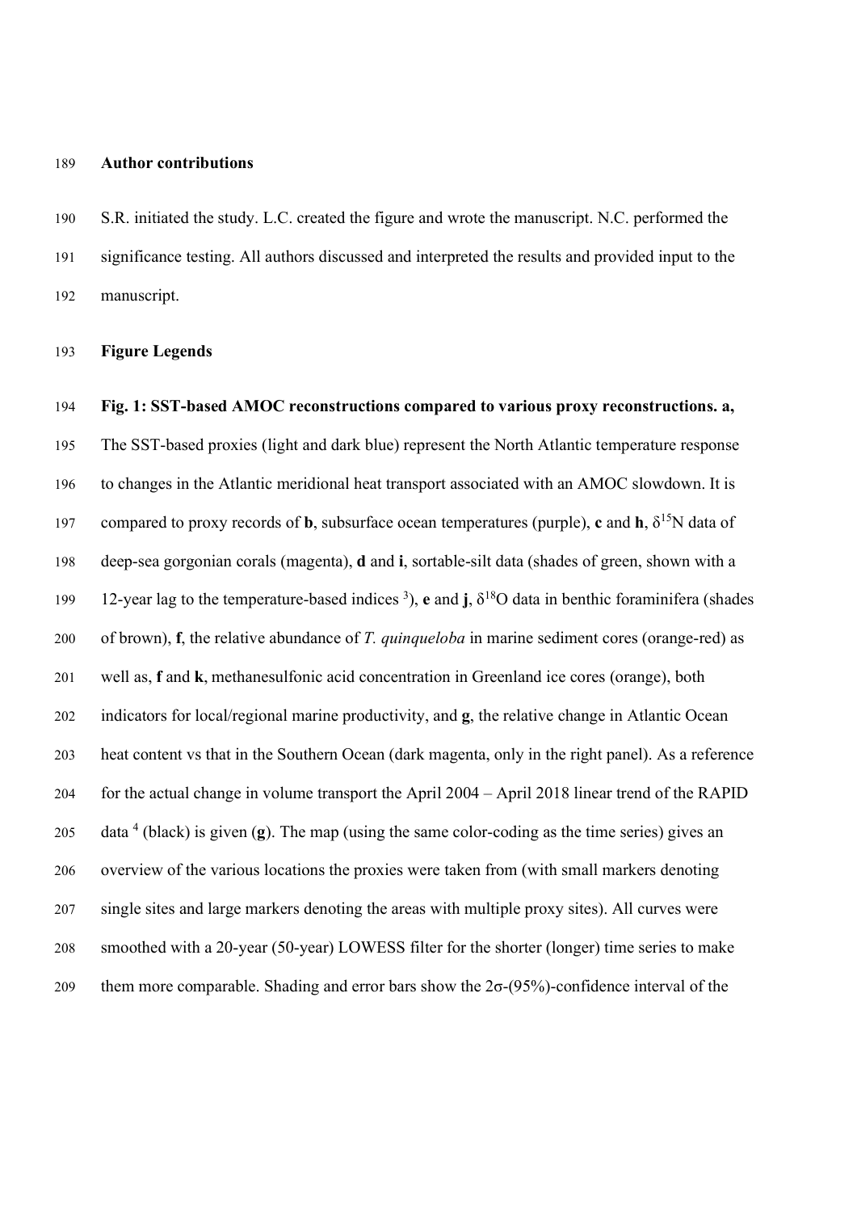## Author contributions

S.R. initiated the study. L.C. created the figure and wrote the manuscript. N.C. performed the significance testing. All authors discussed and interpreted the results and provided input to the manuscript.

## Figure Legends

**Fig. 1: SST-based AMOC reconstructions compared to various proxy reconstructions. a,** The SST-based proxies (light and dark blue) represent the North Atlantic temperature response to changes in the Atlantic meridional heat transport associated with an AMOC slowdown. It is compared to proxy records of **b**, subsurface ocean temperatures (purple), **c** and **h**, $\delta^{15}N$ data of deep-sea gorgonian corals (magenta), **d** and **i**, sortable-silt data (shades of green, shown with a 12-year lag to the temperature-based indices [3]), **e** and **j**, $\delta^{18}O$ data in benthic foraminifera (shades of brown), **f**, the relative abundance of *T. quinqueloba* in marine sediment cores (orange-red) as well as, **f** and **k**, methanesulfonic acid concentration in Greenland ice cores (orange), both indicators for local/regional marine productivity, and **g**, the relative change in Atlantic Ocean heat content vs that in the Southern Ocean (dark magenta, only in the right panel). As a reference for the actual change in volume transport the April 2004 – April 2018 linear trend of the RAPID data [4] (black) is given (**g**). The map (using the same color-coding as the time series) gives an overview of the various locations the proxies were taken from (with small markers denoting single sites and large markers denoting the areas with multiple proxy sites). All curves were smoothed with a 20-year (50-year) LOWESS filter for the shorter (longer) time series to make them more comparable. Shading and error bars show the $2\sigma$-(95%)-confidence interval of the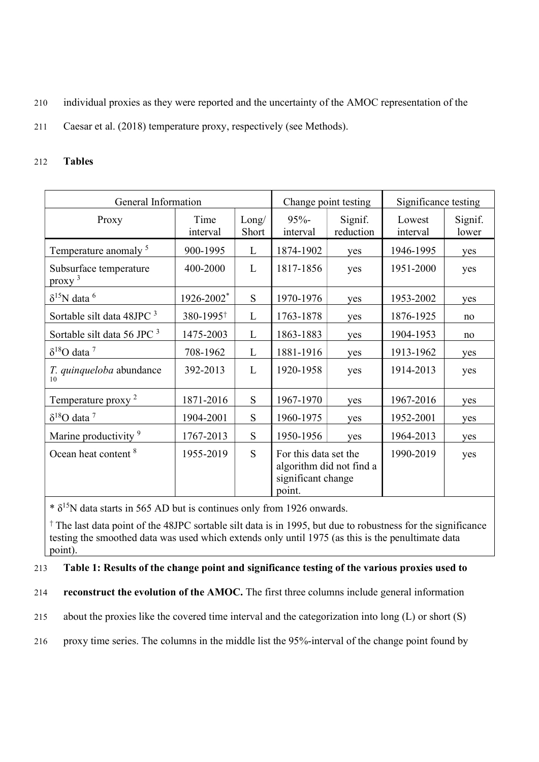individual proxies as they were reported and the uncertainty of the AMOC representation of the Caesar et al. (2018) temperature proxy, respectively (see Methods).

## Tables

| General Information | | | Change point testing | | Significance testing | |
|---|---|---|---|---|---|---|
| Proxy | Time interval | Long/ Short | 95%-interval | Signif. reduction | Lowest interval | Signif. lower |
| Temperature anomaly [5] | 900-1995 | L | 1874-1902 | yes | 1946-1995 | yes |
| Subsurface temperature proxy [3] | 400-2000 | L | 1817-1856 | yes | 1951-2000 | yes |
| $\delta^{15}$N data [6] | 1926-2002* | S | 1970-1976 | yes | 1953-2002 | yes |
| Sortable silt data 48JPC [3] | 380-1995† | L | 1763-1878 | yes | 1876-1925 | no |
| Sortable silt data 56 JPC [3] | 1475-2003 | L | 1863-1883 | yes | 1904-1953 | no |
| $\delta^{18}$O data [7] | 708-1962 | L | 1881-1916 | yes | 1913-1962 | yes |
| *T. quinqueloba* abundance [10] | 392-2013 | L | 1920-1958 | yes | 1914-2013 | yes |
| Temperature proxy [2] | 1871-2016 | S | 1967-1970 | yes | 1967-2016 | yes |
| $\delta^{18}$O data [7] | 1904-2001 | S | 1960-1975 | yes | 1952-2001 | yes |
| Marine productivity [9] | 1767-2013 | S | 1950-1956 | yes | 1964-2013 | yes |
| Ocean heat content [8] | 1955-2019 | S | For this data set the algorithm did not find a significant change point. | | 1990-2019 | yes |

\* $\delta^{15}$N data starts in 565 AD but is continues only from 1926 onwards.

† The last data point of the 48JPC sortable silt data is in 1995, but due to robustness for the significance testing the smoothed data was used which extends only until 1975 (as this is the penultimate data point).

**Table 1: Results of the change point and significance testing of the various proxies used to reconstruct the evolution of the AMOC.** The first three columns include general information about the proxies like the covered time interval and the categorization into long (L) or short (S) proxy time series. The columns in the middle list the 95%-interval of the change point found by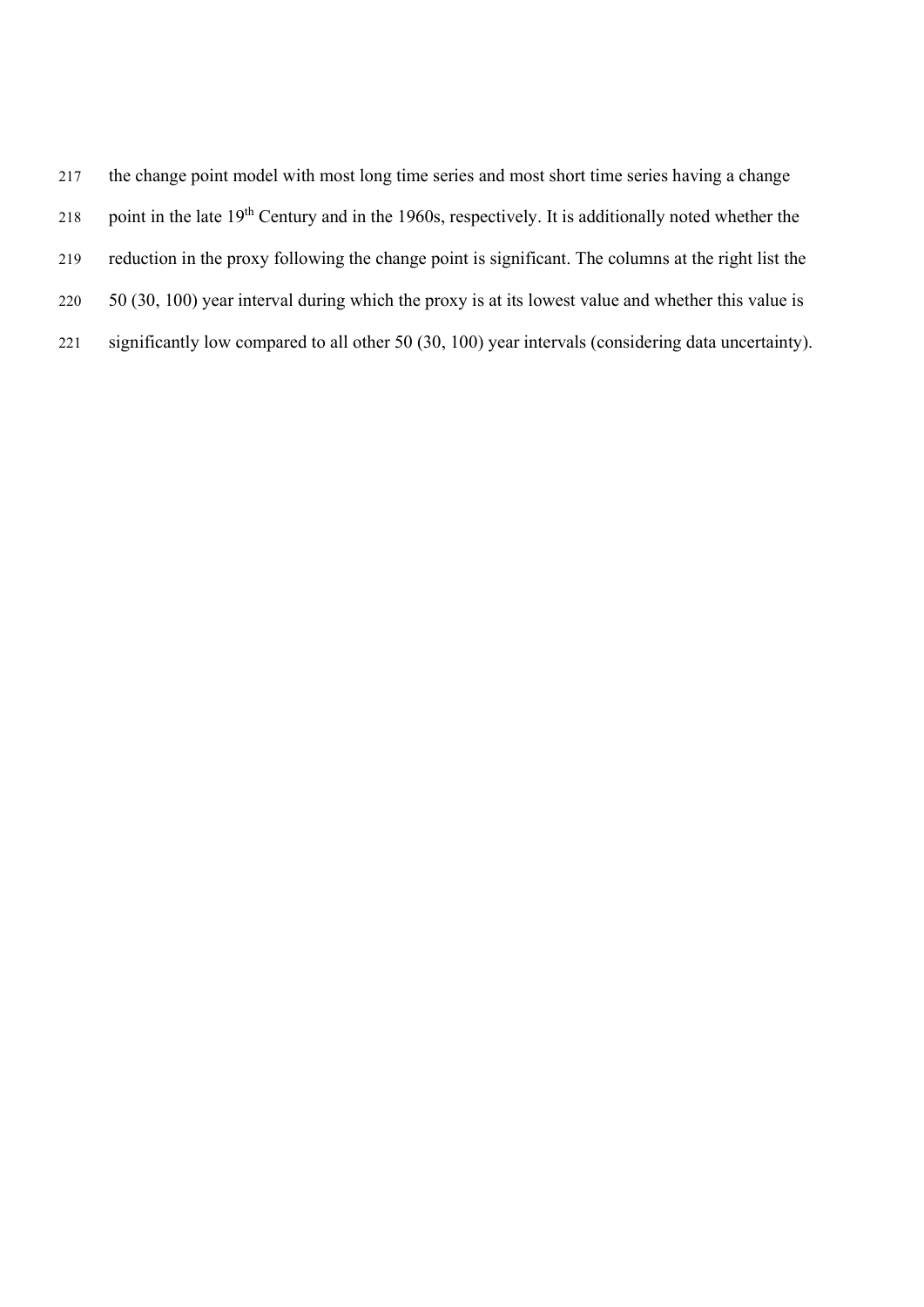the change point model with most long time series and most short time series having a change point in the late 19th Century and in the 1960s, respectively. It is additionally noted whether the reduction in the proxy following the change point is significant. The columns at the right list the 50 (30, 100) year interval during which the proxy is at its lowest value and whether this value is significantly low compared to all other 50 (30, 100) year intervals (considering data uncertainty).